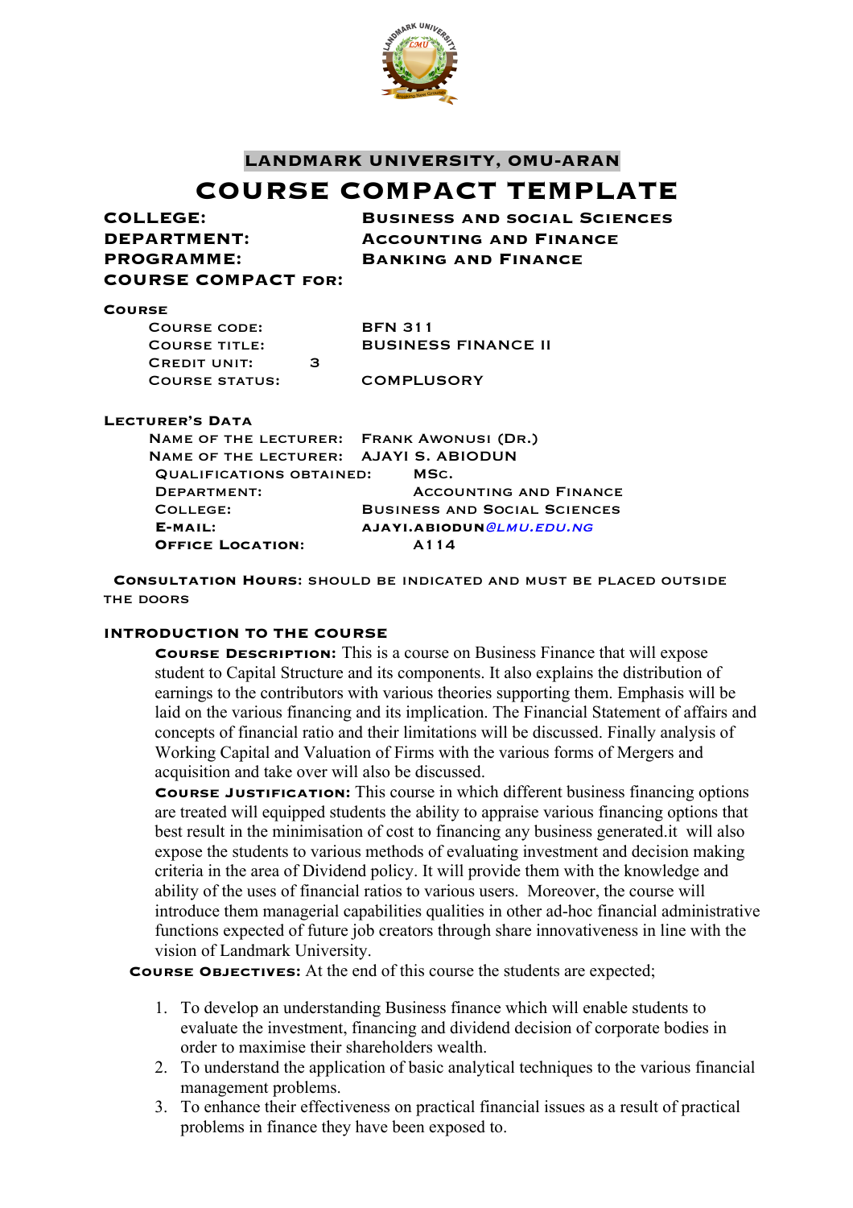# LANDMARK UNIVERSITY, OMU-ARAN

# COURSE COMPACT TEMPLATE

**COLLEGE:** Business and social Sciences
**DEPARTMENT:** Accounting and Finance
**PROGRAMME:** Banking and Finance
**COURSE COMPACT FOR:**

## Course

Course code: BFN 311
Course title: BUSINESS FINANCE II
Credit unit: 3
Course status: COMPLUSORY

## Lecturer's Data

Name of the lecturer: Frank Awonusi (Dr.)
Name of the lecturer: AJAYI S. ABIODUN
Qualifications obtained: MSc.
Department: Accounting and Finance
College: Business and Social Sciences
E-mail: AJAYI.ABIODUN@LMU.EDU.NG
Office Location: A114

**Consultation Hours:** SHOULD BE INDICATED AND MUST BE PLACED OUTSIDE THE DOORS

## INTRODUCTION TO THE COURSE

**Course Description:** This is a course on Business Finance that will expose student to Capital Structure and its components. It also explains the distribution of earnings to the contributors with various theories supporting them. Emphasis will be laid on the various financing and its implication. The Financial Statement of affairs and concepts of financial ratio and their limitations will be discussed. Finally analysis of Working Capital and Valuation of Firms with the various forms of Mergers and acquisition and take over will also be discussed.

**Course Justification:** This course in which different business financing options are treated will equipped students the ability to appraise various financing options that best result in the minimisation of cost to financing any business generated.it will also expose the students to various methods of evaluating investment and decision making criteria in the area of Dividend policy. It will provide them with the knowledge and ability of the uses of financial ratios to various users. Moreover, the course will introduce them managerial capabilities qualities in other ad-hoc financial administrative functions expected of future job creators through share innovativeness in line with the vision of Landmark University.

**Course Objectives:** At the end of this course the students are expected;

1. To develop an understanding Business finance which will enable students to evaluate the investment, financing and dividend decision of corporate bodies in order to maximise their shareholders wealth.
2. To understand the application of basic analytical techniques to the various financial management problems.
3. To enhance their effectiveness on practical financial issues as a result of practical problems in finance they have been exposed to.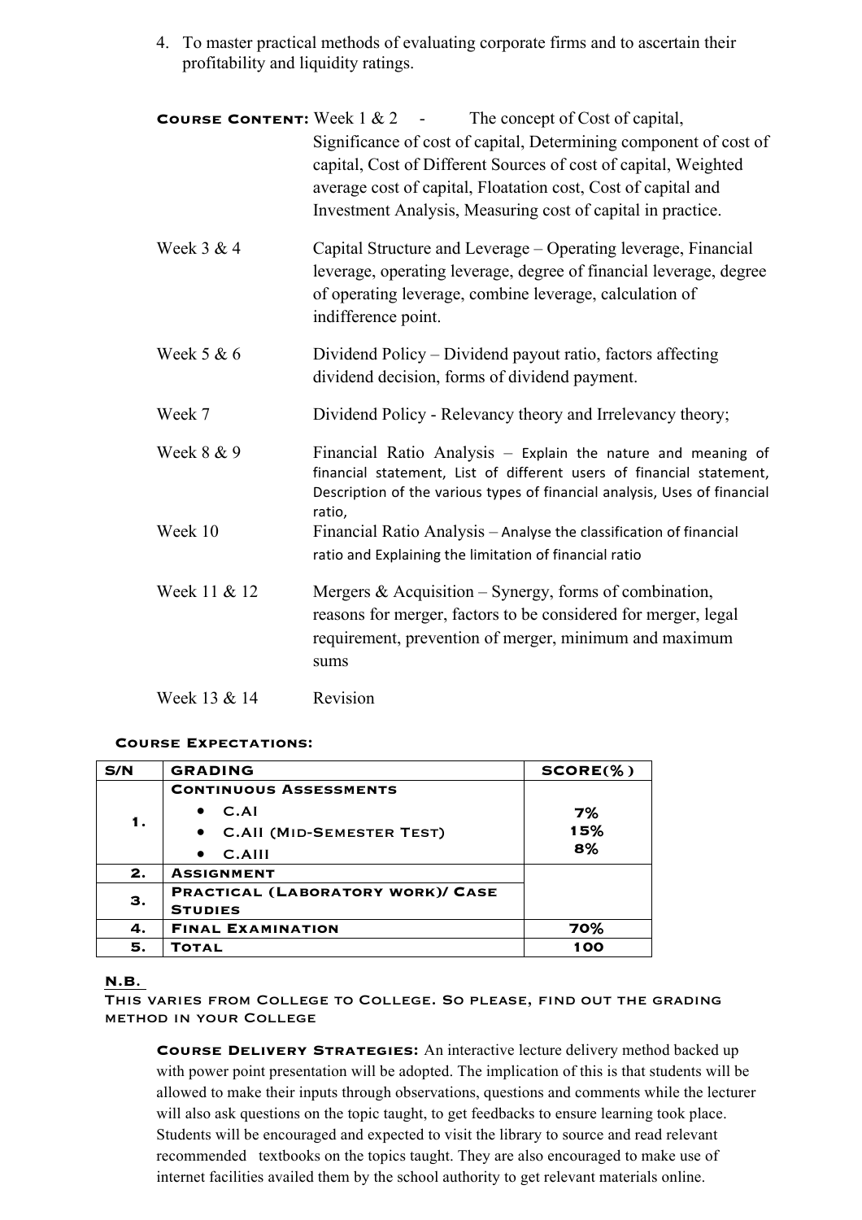4. To master practical methods of evaluating corporate firms and to ascertain their profitability and liquidity ratings.

**Course Content:**

| | |
|---|---|
| Week 1 & 2 | The concept of Cost of capital, Significance of cost of capital, Determining component of cost of capital, Cost of Different Sources of cost of capital, Weighted average cost of capital, Floatation cost, Cost of capital and Investment Analysis, Measuring cost of capital in practice. |
| Week 3 & 4 | Capital Structure and Leverage – Operating leverage, Financial leverage, operating leverage, degree of financial leverage, degree of operating leverage, combine leverage, calculation of indifference point. |
| Week 5 & 6 | Dividend Policy – Dividend payout ratio, factors affecting dividend decision, forms of dividend payment. |
| Week 7 | Dividend Policy - Relevancy theory and Irrelevancy theory; |
| Week 8 & 9 | Financial Ratio Analysis – Explain the nature and meaning of financial statement, List of different users of financial statement, Description of the various types of financial analysis, Uses of financial ratio, |
| Week 10 | Financial Ratio Analysis – Analyse the classification of financial ratio and Explaining the limitation of financial ratio |
| Week 11 & 12 | Mergers & Acquisition – Synergy, forms of combination, reasons for merger, factors to be considered for merger, legal requirement, prevention of merger, minimum and maximum sums |
| Week 13 & 14 | Revision |

**Course Expectations:**

| S/N | GRADING | SCORE(%) |
|---|---|---|
| 1. | **Continuous Assessments**<br>• C.AI<br>• C.AII (Mid-Semester Test)<br>• C.AIII | <br>7%<br>15%<br>8% |
| 2. | Assignment | |
| 3. | Practical (Laboratory work)/ Case Studies | |
| 4. | Final Examination | 70% |
| 5. | Total | 100 |

**N.B.**

This varies from College to College. So please, find out the grading method in your College

**Course Delivery Strategies:** An interactive lecture delivery method backed up with power point presentation will be adopted. The implication of this is that students will be allowed to make their inputs through observations, questions and comments while the lecturer will also ask questions on the topic taught, to get feedbacks to ensure learning took place. Students will be encouraged and expected to visit the library to source and read relevant recommended textbooks on the topics taught. They are also encouraged to make use of internet facilities availed them by the school authority to get relevant materials online.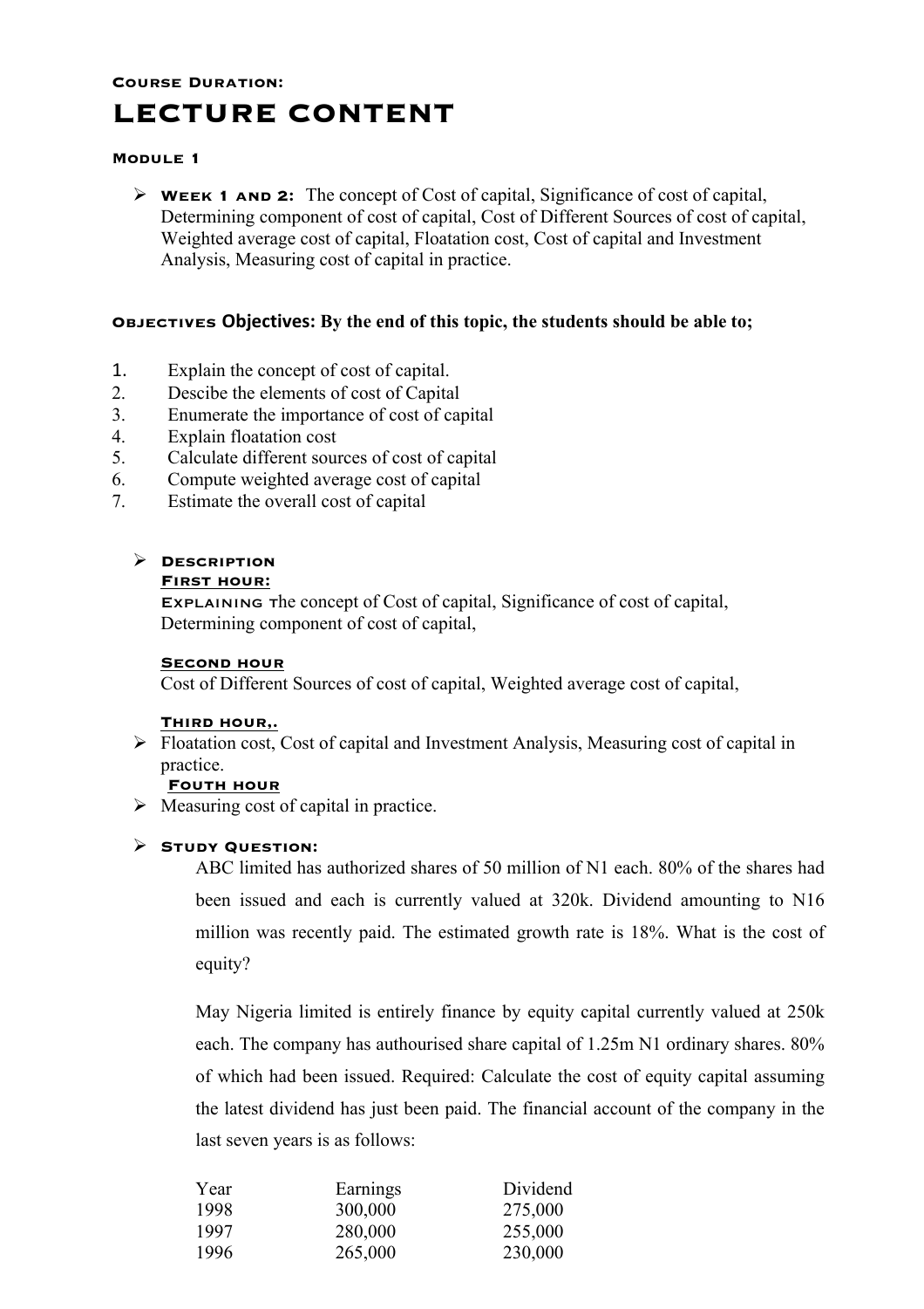**Course Duration:**

# LECTURE CONTENT

**Module 1**

- **Week 1 and 2:** The concept of Cost of capital, Significance of cost of capital, Determining component of cost of capital, Cost of Different Sources of cost of capital, Weighted average cost of capital, Floatation cost, Cost of capital and Investment Analysis, Measuring cost of capital in practice.

**Objectives Objectives: By the end of this topic, the students should be able to;**

1. Explain the concept of cost of capital.
2. Descibe the elements of cost of Capital
3. Enumerate the importance of cost of capital
4. Explain floatation cost
5. Calculate different sources of cost of capital
6. Compute weighted average cost of capital
7. Estimate the overall cost of capital

- **Description**

  **First hour:**

  **Explaining** the concept of Cost of capital, Significance of cost of capital, Determining component of cost of capital,

  **Second hour**

  Cost of Different Sources of cost of capital, Weighted average cost of capital,

  **Third hour,.**

- Floatation cost, Cost of capital and Investment Analysis, Measuring cost of capital in practice.

  **Fouth hour**

- Measuring cost of capital in practice.

- **Study Question:**

  ABC limited has authorized shares of 50 million of N1 each. 80% of the shares had been issued and each is currently valued at 320k. Dividend amounting to N16 million was recently paid. The estimated growth rate is 18%. What is the cost of equity?

  May Nigeria limited is entirely finance by equity capital currently valued at 250k each. The company has authourised share capital of 1.25m N1 ordinary shares. 80% of which had been issued. Required: Calculate the cost of equity capital assuming the latest dividend has just been paid. The financial account of the company in the last seven years is as follows:

| Year | Earnings | Dividend |
|---|---|---|
| 1998 | 300,000 | 275,000 |
| 1997 | 280,000 | 255,000 |
| 1996 | 265,000 | 230,000 |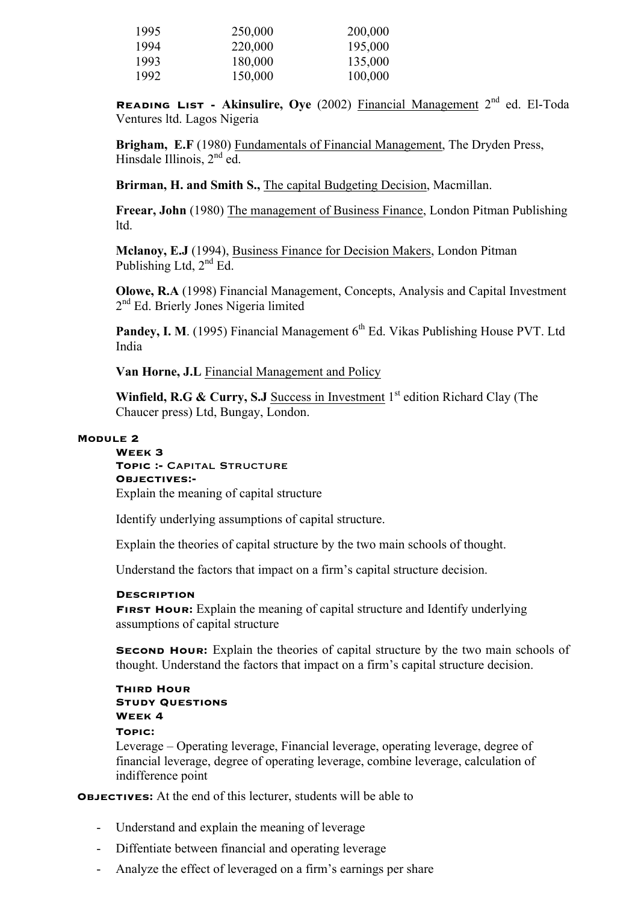| | | |
|---|---|---|
| 1995 | 250,000 | 200,000 |
| 1994 | 220,000 | 195,000 |
| 1993 | 180,000 | 135,000 |
| 1992 | 150,000 | 100,000 |

**READING LIST - Akinsulire, Oye** (2002) Financial Management 2nd ed. El-Toda Ventures ltd. Lagos Nigeria

**Brigham, E.F** (1980) Fundamentals of Financial Management, The Dryden Press, Hinsdale Illinois, 2nd ed.

**Brirman, H. and Smith S.,** The capital Budgeting Decision, Macmillan.

**Freear, John** (1980) The management of Business Finance, London Pitman Publishing ltd.

**Mclanoy, E.J** (1994), Business Finance for Decision Makers, London Pitman Publishing Ltd, 2nd Ed.

**Olowe, R.A** (1998) Financial Management, Concepts, Analysis and Capital Investment 2nd Ed. Brierly Jones Nigeria limited

**Pandey, I. M**. (1995) Financial Management 6th Ed. Vikas Publishing House PVT. Ltd India

**Van Horne, J.L** Financial Management and Policy

**Winfield, R.G & Curry, S.J** Success in Investment 1st edition Richard Clay (The Chaucer press) Ltd, Bungay, London.

## MODULE 2

### WEEK 3

**TOPIC :- CAPITAL STRUCTURE**

**OBJECTIVES:-**

Explain the meaning of capital structure

Identify underlying assumptions of capital structure.

Explain the theories of capital structure by the two main schools of thought.

Understand the factors that impact on a firm's capital structure decision.

**DESCRIPTION**

**FIRST HOUR:** Explain the meaning of capital structure and Identify underlying assumptions of capital structure

**SECOND HOUR:** Explain the theories of capital structure by the two main schools of thought. Understand the factors that impact on a firm's capital structure decision.

**THIRD HOUR**

**STUDY QUESTIONS**

### WEEK 4

**TOPIC:**

Leverage – Operating leverage, Financial leverage, operating leverage, degree of financial leverage, degree of operating leverage, combine leverage, calculation of indifference point

**OBJECTIVES:** At the end of this lecturer, students will be able to

- Understand and explain the meaning of leverage
- Diffentiate between financial and operating leverage
- Analyze the effect of leveraged on a firm's earnings per share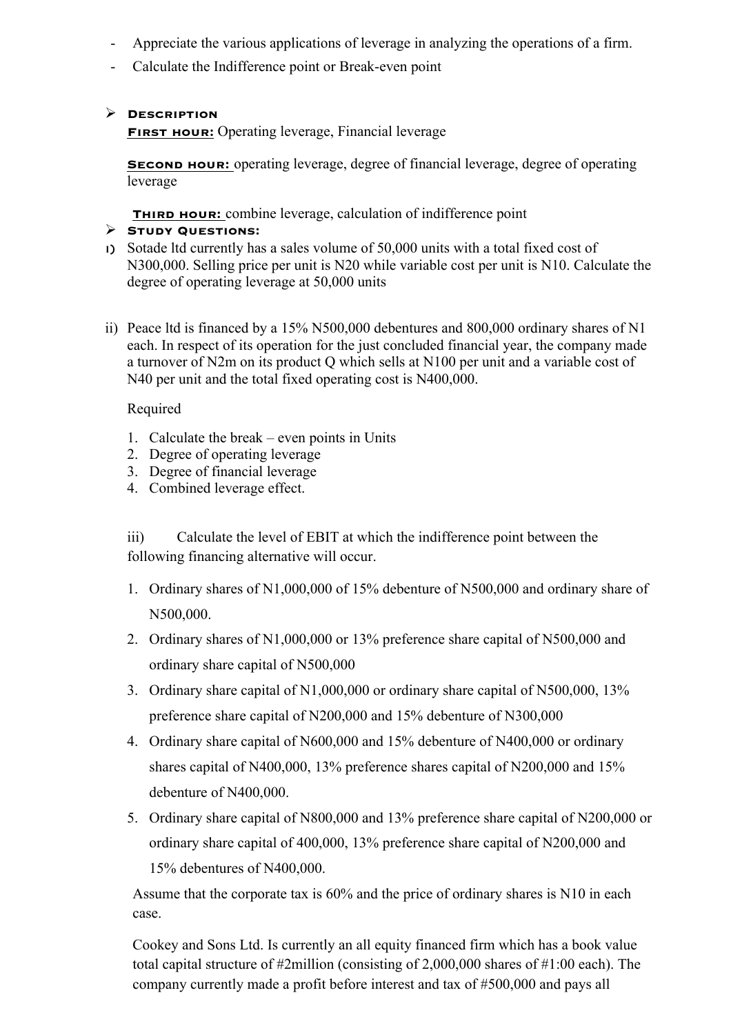- Appreciate the various applications of leverage in analyzing the operations of a firm.
- Calculate the Indifference point or Break-even point

➢ **DESCRIPTION**

**FIRST HOUR:** Operating leverage, Financial leverage

**SECOND HOUR:** operating leverage, degree of financial leverage, degree of operating leverage

**THIRD HOUR:** combine leverage, calculation of indifference point

➢ **STUDY QUESTIONS:**

i) Sotade ltd currently has a sales volume of 50,000 units with a total fixed cost of N300,000. Selling price per unit is N20 while variable cost per unit is N10. Calculate the degree of operating leverage at 50,000 units

ii) Peace ltd is financed by a 15% N500,000 debentures and 800,000 ordinary shares of N1 each. In respect of its operation for the just concluded financial year, the company made a turnover of N2m on its product Q which sells at N100 per unit and a variable cost of N40 per unit and the total fixed operating cost is N400,000.

Required

1. Calculate the break – even points in Units
2. Degree of operating leverage
3. Degree of financial leverage
4. Combined leverage effect.

iii) Calculate the level of EBIT at which the indifference point between the following financing alternative will occur.

1. Ordinary shares of N1,000,000 of 15% debenture of N500,000 and ordinary share of N500,000.
2. Ordinary shares of N1,000,000 or 13% preference share capital of N500,000 and ordinary share capital of N500,000
3. Ordinary share capital of N1,000,000 or ordinary share capital of N500,000, 13% preference share capital of N200,000 and 15% debenture of N300,000
4. Ordinary share capital of N600,000 and 15% debenture of N400,000 or ordinary shares capital of N400,000, 13% preference shares capital of N200,000 and 15% debenture of N400,000.
5. Ordinary share capital of N800,000 and 13% preference share capital of N200,000 or ordinary share capital of 400,000, 13% preference share capital of N200,000 and 15% debentures of N400,000.

Assume that the corporate tax is 60% and the price of ordinary shares is N10 in each case.

Cookey and Sons Ltd. Is currently an all equity financed firm which has a book value total capital structure of #2million (consisting of 2,000,000 shares of #1:00 each). The company currently made a profit before interest and tax of #500,000 and pays all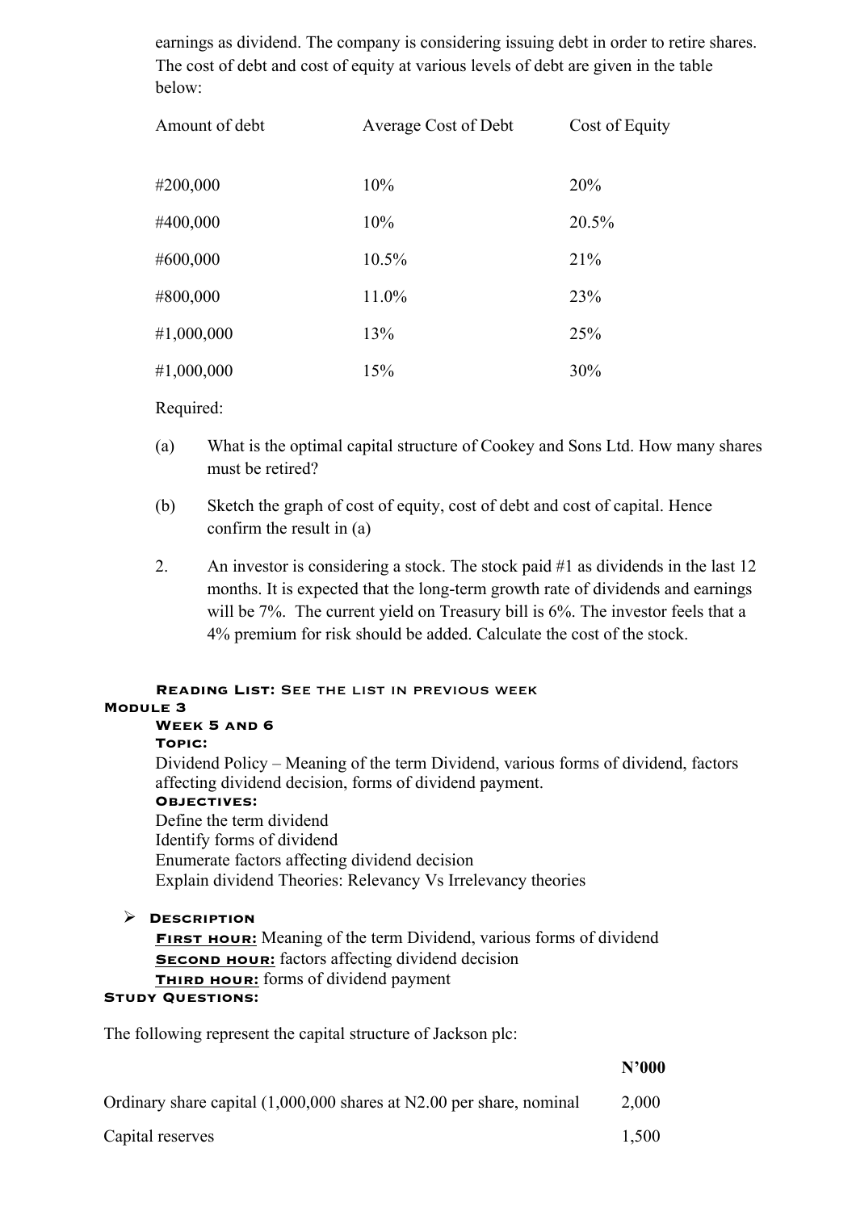earnings as dividend. The company is considering issuing debt in order to retire shares. The cost of debt and cost of equity at various levels of debt are given in the table below:

| Amount of debt | Average Cost of Debt | Cost of Equity |
|---|---|---|
| #200,000 | 10% | 20% |
| #400,000 | 10% | 20.5% |
| #600,000 | 10.5% | 21% |
| #800,000 | 11.0% | 23% |
| #1,000,000 | 13% | 25% |
| #1,000,000 | 15% | 30% |

Required:

(a) What is the optimal capital structure of Cookey and Sons Ltd. How many shares must be retired?

(b) Sketch the graph of cost of equity, cost of debt and cost of capital. Hence confirm the result in (a)

2. An investor is considering a stock. The stock paid #1 as dividends in the last 12 months. It is expected that the long-term growth rate of dividends and earnings will be 7%. The current yield on Treasury bill is 6%. The investor feels that a 4% premium for risk should be added. Calculate the cost of the stock.

**Reading List: See the list in previous week**

## Module 3

**Week 5 and 6**

**Topic:**

Dividend Policy – Meaning of the term Dividend, various forms of dividend, factors affecting dividend decision, forms of dividend payment.

**Objectives:**

Define the term dividend
Identify forms of dividend
Enumerate factors affecting dividend decision
Explain dividend Theories: Relevancy Vs Irrelevancy theories

- **Description**

**First hour:** Meaning of the term Dividend, various forms of dividend
**Second hour:** factors affecting dividend decision
**Third hour:** forms of dividend payment

**Study Questions:**

The following represent the capital structure of Jackson plc:

| | N'000 |
|---|---|
| Ordinary share capital (1,000,000 shares at N2.00 per share, nominal | 2,000 |
| Capital reserves | 1,500 |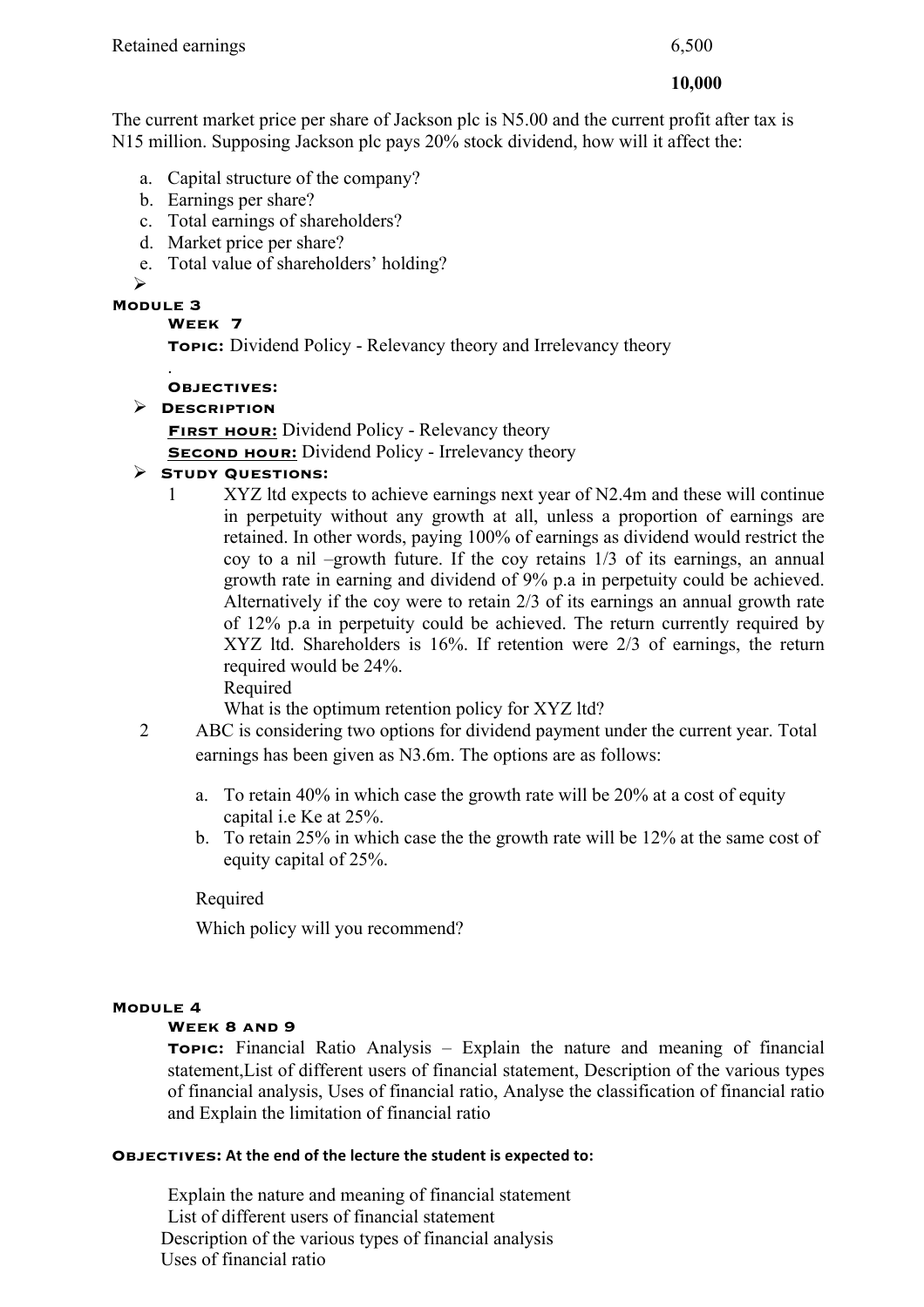| Retained earnings | 6,500 |
|---|---|
| | **10,000** |

The current market price per share of Jackson plc is N5.00 and the current profit after tax is N15 million. Supposing Jackson plc pays 20% stock dividend, how will it affect the:

a. Capital structure of the company?
b. Earnings per share?
c. Total earnings of shareholders?
d. Market price per share?
e. Total value of shareholders' holding?

➢

**MODULE 3**

**WEEK 7**

**TOPIC:** Dividend Policy - Relevancy theory and Irrelevancy theory

.

**OBJECTIVES:**

➢ **DESCRIPTION**

**FIRST HOUR:** Dividend Policy - Relevancy theory

**SECOND HOUR:** Dividend Policy - Irrelevancy theory

➢ **STUDY QUESTIONS:**

1 XYZ ltd expects to achieve earnings next year of N2.4m and these will continue in perpetuity without any growth at all, unless a proportion of earnings are retained. In other words, paying 100% of earnings as dividend would restrict the coy to a nil –growth future. If the coy retains 1/3 of its earnings, an annual growth rate in earning and dividend of 9% p.a in perpetuity could be achieved. Alternatively if the coy were to retain 2/3 of its earnings an annual growth rate of 12% p.a in perpetuity could be achieved. The return currently required by XYZ ltd. Shareholders is 16%. If retention were 2/3 of earnings, the return required would be 24%.

Required

What is the optimum retention policy for XYZ ltd?

2 ABC is considering two options for dividend payment under the current year. Total earnings has been given as N3.6m. The options are as follows:

a. To retain 40% in which case the growth rate will be 20% at a cost of equity capital i.e Ke at 25%.
b. To retain 25% in which case the the growth rate will be 12% at the same cost of equity capital of 25%.

Required

Which policy will you recommend?

**MODULE 4**

**WEEK 8 AND 9**

**TOPIC:** Financial Ratio Analysis – Explain the nature and meaning of financial statement,List of different users of financial statement, Description of the various types of financial analysis, Uses of financial ratio, Analyse the classification of financial ratio and Explain the limitation of financial ratio

**OBJECTIVES: At the end of the lecture the student is expected to:**

Explain the nature and meaning of financial statement
List of different users of financial statement
Description of the various types of financial analysis
Uses of financial ratio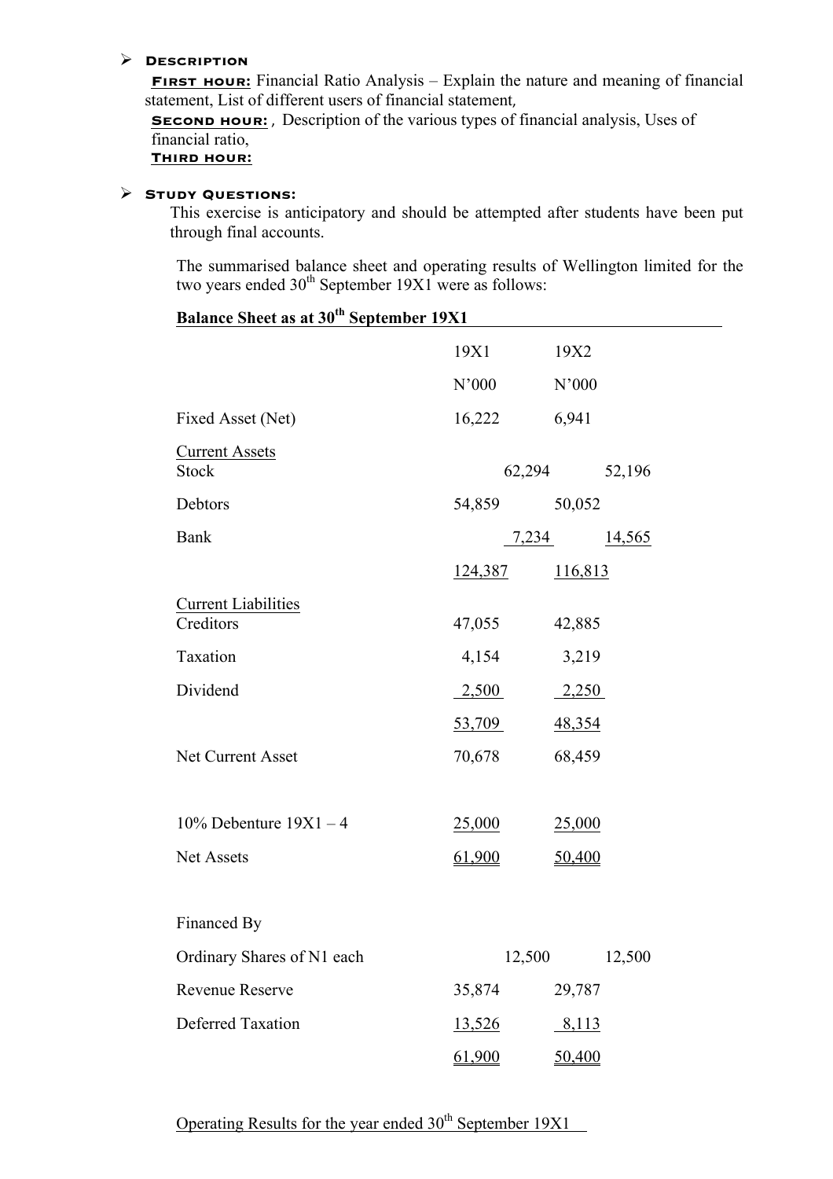- **Description**

  **First hour:** Financial Ratio Analysis – Explain the nature and meaning of financial statement, List of different users of financial statement,

  **Second hour:** , Description of the various types of financial analysis, Uses of financial ratio,

  **Third hour:**

- **Study Questions:**

  This exercise is anticipatory and should be attempted after students have been put through final accounts.

  The summarised balance sheet and operating results of Wellington limited for the two years ended 30th September 19X1 were as follows:

**Balance Sheet as at 30th September 19X1**

| | 19X1 | | 19X2 | |
|---|---|---|---|---|
| | N'000 | | N'000 | |
| Fixed Asset (Net) | 16,222 | | 6,941 | |
| Current Assets | | | | |
| Stock | | 62,294 | | 52,196 |
| Debtors | 54,859 | | 50,052 | |
| Bank | | 7,234 | | 14,565 |
| | 124,387 | | 116,813 | |
| Current Liabilities | | | | |
| Creditors | 47,055 | | 42,885 | |
| Taxation | 4,154 | | 3,219 | |
| Dividend | 2,500 | | 2,250 | |
| | 53,709 | | 48,354 | |
| Net Current Asset | 70,678 | | 68,459 | |
| 10% Debenture 19X1 – 4 | 25,000 | | 25,000 | |
| Net Assets | 61,900 | | 50,400 | |
| Financed By | | | | |
| Ordinary Shares of N1 each | | 12,500 | | 12,500 |
| Revenue Reserve | 35,874 | | 29,787 | |
| Deferred Taxation | 13,526 | | 8,113 | |
| | 61,900 | | 50,400 | |

Operating Results for the year ended 30th September 19X1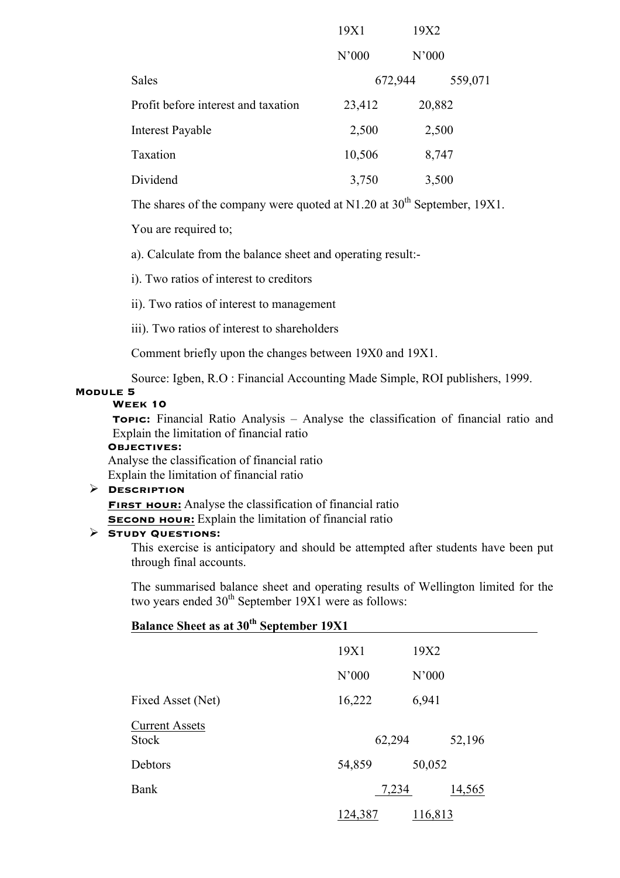| | 19X1 | 19X2 |
|---|---|---|
| | N'000 | N'000 |
| Sales | 672,944 | 559,071 |
| Profit before interest and taxation | 23,412 | 20,882 |
| Interest Payable | 2,500 | 2,500 |
| Taxation | 10,506 | 8,747 |
| Dividend | 3,750 | 3,500 |

The shares of the company were quoted at N1.20 at 30th September, 19X1.

You are required to;

a). Calculate from the balance sheet and operating result:-

i). Two ratios of interest to creditors

ii). Two ratios of interest to management

iii). Two ratios of interest to shareholders

Comment briefly upon the changes between 19X0 and 19X1.

Source: Igben, R.O : Financial Accounting Made Simple, ROI publishers, 1999.

# Module 5

## Week 10

**Topic:** Financial Ratio Analysis – Analyse the classification of financial ratio and Explain the limitation of financial ratio

**Objectives:**

Analyse the classification of financial ratio

Explain the limitation of financial ratio

- **Description**

  **First hour:** Analyse the classification of financial ratio

  **Second hour:** Explain the limitation of financial ratio

- **Study Questions:**

  This exercise is anticipatory and should be attempted after students have been put through final accounts.

  The summarised balance sheet and operating results of Wellington limited for the two years ended 30th September 19X1 were as follows:

**Balance Sheet as at 30th September 19X1**

| | 19X1 | 19X2 |
|---|---|---|
| | N'000 | N'000 |
| Fixed Asset (Net) | 16,222 | 6,941 |
| Current Assets | | |
| Stock | 62,294 | 52,196 |
| Debtors | 54,859 | 50,052 |
| Bank | 7,234 | 14,565 |
| | 124,387 | 116,813 |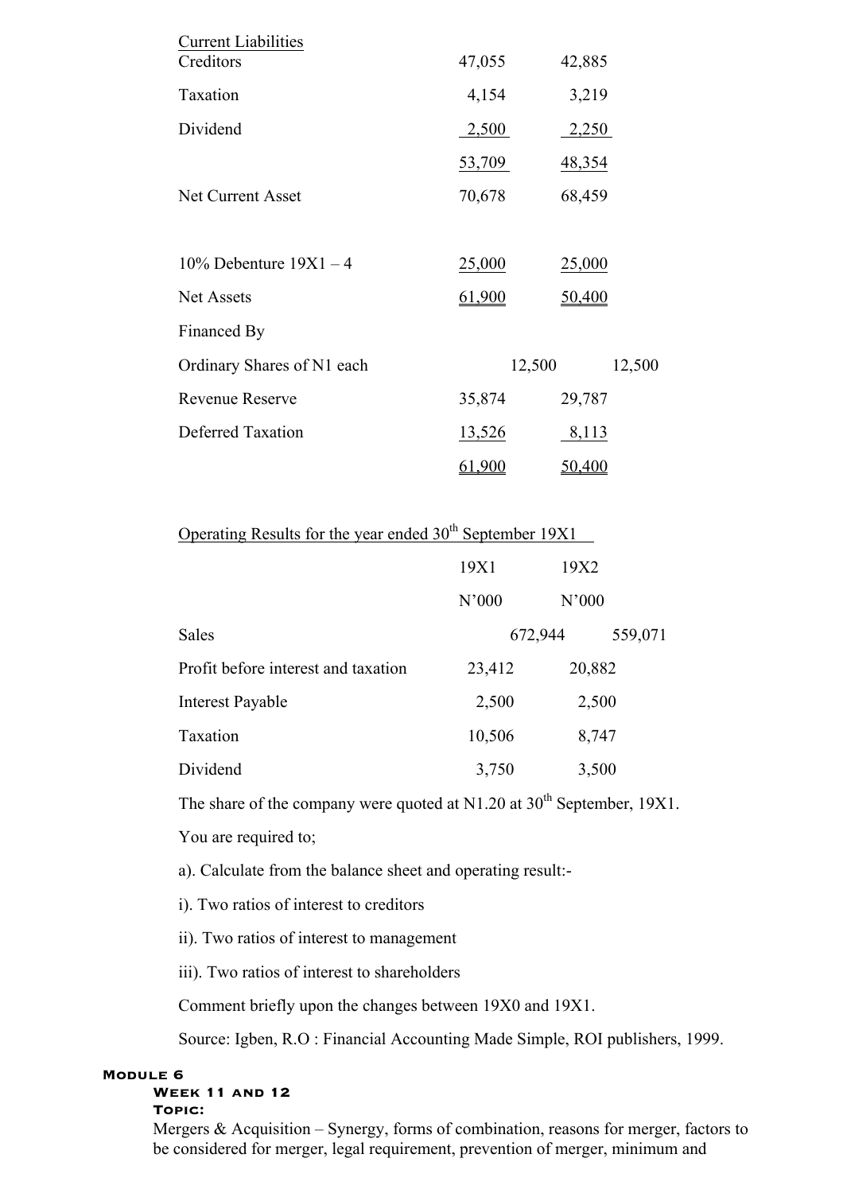| | | |
|---|---|---|
| Current Liabilities | | |
| Creditors | 47,055 | 42,885 |
| Taxation | 4,154 | 3,219 |
| Dividend | 2,500 | 2,250 |
| | 53,709 | 48,354 |
| Net Current Asset | 70,678 | 68,459 |
| | | |
| 10% Debenture 19X1 – 4 | 25,000 | 25,000 |
| Net Assets | 61,900 | 50,400 |
| Financed By | | |
| Ordinary Shares of N1 each | 12,500 | 12,500 |
| Revenue Reserve | 35,874 | 29,787 |
| Deferred Taxation | 13,526 | 8,113 |
| | 61,900 | 50,400 |

Operating Results for the year ended 30th September 19X1

| | 19X1 | 19X2 |
|---|---|---|
| | N'000 | N'000 |
| Sales | 672,944 | 559,071 |
| Profit before interest and taxation | 23,412 | 20,882 |
| Interest Payable | 2,500 | 2,500 |
| Taxation | 10,506 | 8,747 |
| Dividend | 3,750 | 3,500 |

The share of the company were quoted at N1.20 at 30th September, 19X1.

You are required to;

a). Calculate from the balance sheet and operating result:-

i). Two ratios of interest to creditors

ii). Two ratios of interest to management

iii). Two ratios of interest to shareholders

Comment briefly upon the changes between 19X0 and 19X1.

Source: Igben, R.O : Financial Accounting Made Simple, ROI publishers, 1999.

**Module 6**

**Week 11 and 12**

**Topic:**

Mergers & Acquisition – Synergy, forms of combination, reasons for merger, factors to be considered for merger, legal requirement, prevention of merger, minimum and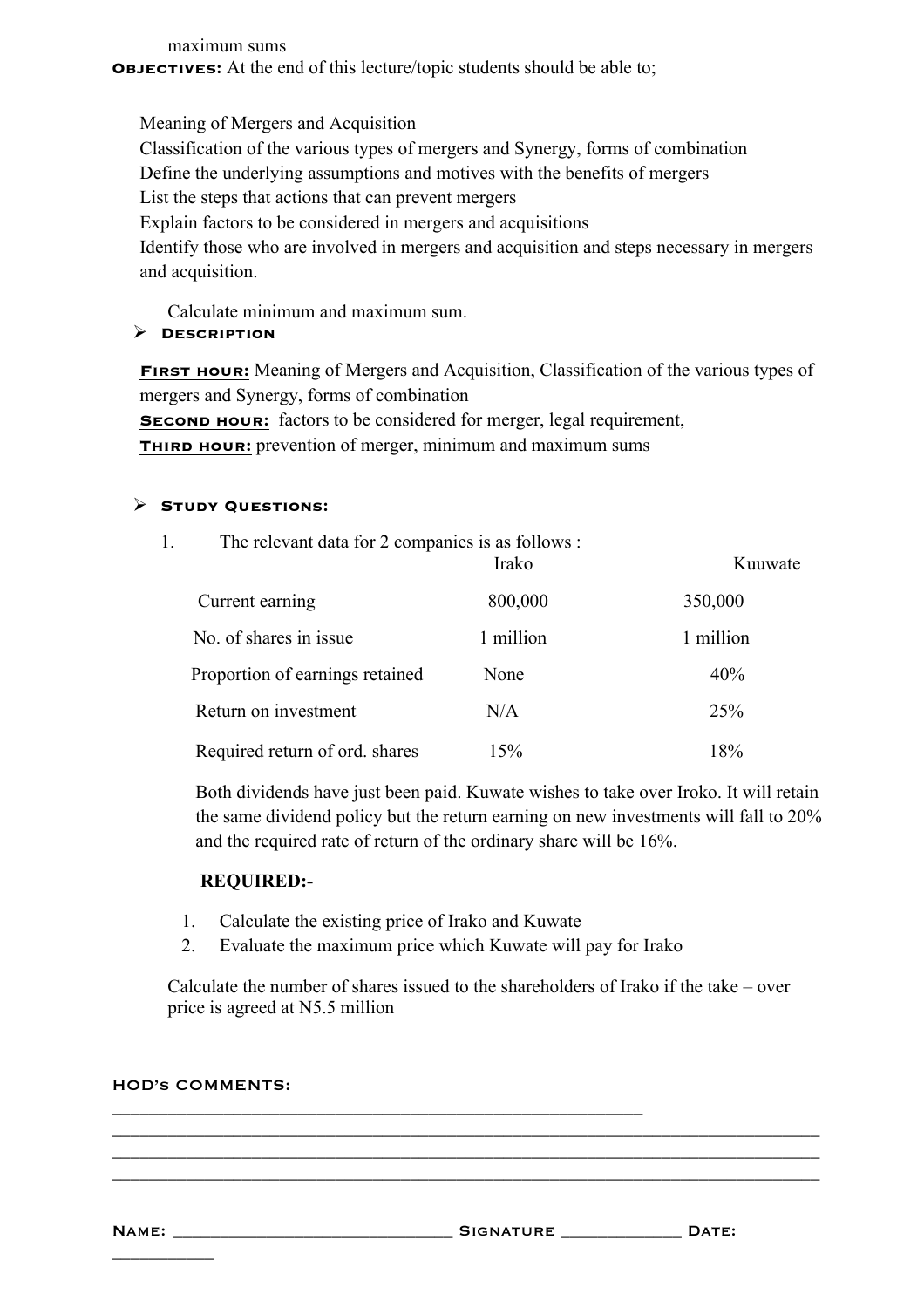maximum sums

**OBJECTIVES:** At the end of this lecture/topic students should be able to;

- Meaning of Mergers and Acquisition
- Classification of the various types of mergers and Synergy, forms of combination
- Define the underlying assumptions and motives with the benefits of mergers
- List the steps that actions that can prevent mergers
- Explain factors to be considered in mergers and acquisitions
- Identify those who are involved in mergers and acquisition and steps necessary in mergers and acquisition.

Calculate minimum and maximum sum.

- **DESCRIPTION**

**FIRST HOUR:** Meaning of Mergers and Acquisition, Classification of the various types of mergers and Synergy, forms of combination

**SECOND HOUR:** factors to be considered for merger, legal requirement,

**THIRD HOUR:** prevention of merger, minimum and maximum sums

- **STUDY QUESTIONS:**

1. The relevant data for 2 companies is as follows :

| | Irako | Kuuwate |
|---|---|---|
| Current earning | 800,000 | 350,000 |
| No. of shares in issue | 1 million | 1 million |
| Proportion of earnings retained | None | 40% |
| Return on investment | N/A | 25% |
| Required return of ord. shares | 15% | 18% |

Both dividends have just been paid. Kuwate wishes to take over Iroko. It will retain the same dividend policy but the return earning on new investments will fall to 20% and the required rate of return of the ordinary share will be 16%.

**REQUIRED:-**

1. Calculate the existing price of Irako and Kuwate
2. Evaluate the maximum price which Kuwate will pay for Irako

Calculate the number of shares issued to the shareholders of Irako if the take – over price is agreed at N5.5 million

**HOD's COMMENTS:**

______________________________________________________

______________________________________________________

______________________________________________________

______________________________________________________

**NAME:** ____________________________ **SIGNATURE** ____________ **DATE:** __________